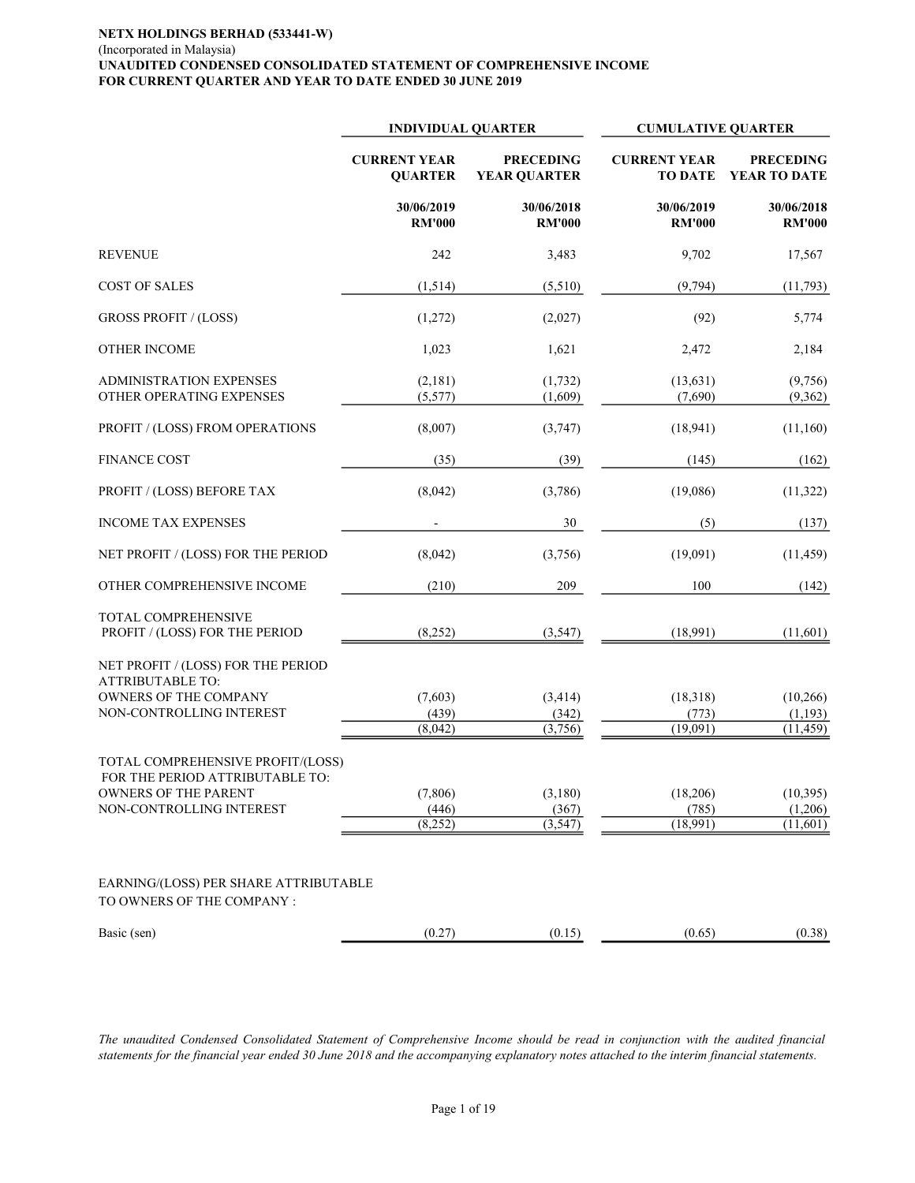**NETX HOLDINGS BERHAD (533441-W)**
(Incorporated in Malaysia)
**UNAUDITED CONDENSED CONSOLIDATED STATEMENT OF COMPREHENSIVE INCOME**
**FOR CURRENT QUARTER AND YEAR TO DATE ENDED 30 JUNE 2019**

| | INDIVIDUAL QUARTER | | CUMULATIVE QUARTER | |
|---|---|---|---|---|
| | CURRENT YEAR QUARTER | PRECEDING YEAR QUARTER | CURRENT YEAR TO DATE | PRECEDING YEAR TO DATE |
| | 30/06/2019 RM'000 | 30/06/2018 RM'000 | 30/06/2019 RM'000 | 30/06/2018 RM'000 |
| REVENUE | 242 | 3,483 | 9,702 | 17,567 |
| COST OF SALES | (1,514) | (5,510) | (9,794) | (11,793) |
| GROSS PROFIT / (LOSS) | (1,272) | (2,027) | (92) | 5,774 |
| OTHER INCOME | 1,023 | 1,621 | 2,472 | 2,184 |
| ADMINISTRATION EXPENSES | (2,181) | (1,732) | (13,631) | (9,756) |
| OTHER OPERATING EXPENSES | (5,577) | (1,609) | (7,690) | (9,362) |
| PROFIT / (LOSS) FROM OPERATIONS | (8,007) | (3,747) | (18,941) | (11,160) |
| FINANCE COST | (35) | (39) | (145) | (162) |
| PROFIT / (LOSS) BEFORE TAX | (8,042) | (3,786) | (19,086) | (11,322) |
| INCOME TAX EXPENSES | - | 30 | (5) | (137) |
| NET PROFIT / (LOSS) FOR THE PERIOD | (8,042) | (3,756) | (19,091) | (11,459) |
| OTHER COMPREHENSIVE INCOME | (210) | 209 | 100 | (142) |
| TOTAL COMPREHENSIVE PROFIT / (LOSS) FOR THE PERIOD | (8,252) | (3,547) | (18,991) | (11,601) |
| NET PROFIT / (LOSS) FOR THE PERIOD ATTRIBUTABLE TO: | | | | |
| OWNERS OF THE COMPANY | (7,603) | (3,414) | (18,318) | (10,266) |
| NON-CONTROLLING INTEREST | (439) | (342) | (773) | (1,193) |
| | (8,042) | (3,756) | (19,091) | (11,459) |
| TOTAL COMPREHENSIVE PROFIT/(LOSS) FOR THE PERIOD ATTRIBUTABLE TO: | | | | |
| OWNERS OF THE PARENT | (7,806) | (3,180) | (18,206) | (10,395) |
| NON-CONTROLLING INTEREST | (446) | (367) | (785) | (1,206) |
| | (8,252) | (3,547) | (18,991) | (11,601) |
| EARNING/(LOSS) PER SHARE ATTRIBUTABLE TO OWNERS OF THE COMPANY : | | | | |
| Basic (sen) | (0.27) | (0.15) | (0.65) | (0.38) |

*The unaudited Condensed Consolidated Statement of Comprehensive Income should be read in conjunction with the audited financial statements for the financial year ended 30 June 2018 and the accompanying explanatory notes attached to the interim financial statements.*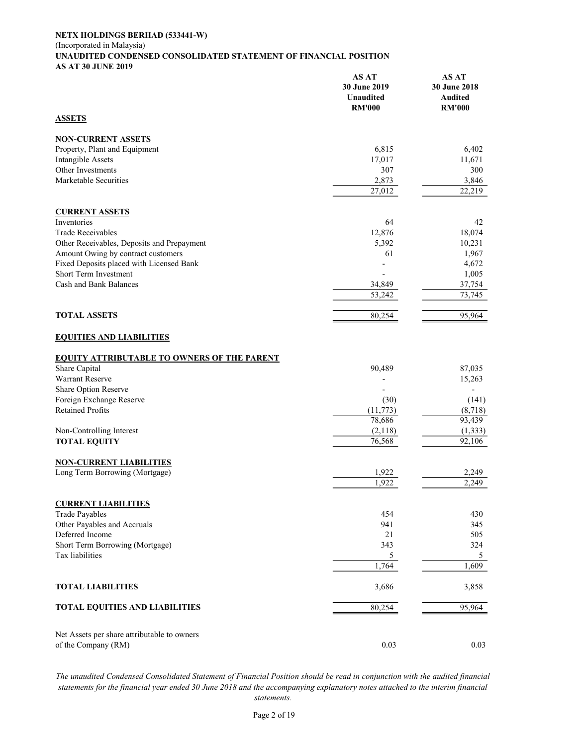**NETX HOLDINGS BERHAD (533441-W)**
(Incorporated in Malaysia)
**UNAUDITED CONDENSED CONSOLIDATED STATEMENT OF FINANCIAL POSITION**
**AS AT 30 JUNE 2019**

| | AS AT 30 June 2019 Unaudited RM'000 | AS AT 30 June 2018 Audited RM'000 |
|---|---|---|
| **ASSETS** | | |
| **NON-CURRENT ASSETS** | | |
| Property, Plant and Equipment | 6,815 | 6,402 |
| Intangible Assets | 17,017 | 11,671 |
| Other Investments | 307 | 300 |
| Marketable Securities | 2,873 | 3,846 |
| | 27,012 | 22,219 |
| **CURRENT ASSETS** | | |
| Inventories | 64 | 42 |
| Trade Receivables | 12,876 | 18,074 |
| Other Receivables, Deposits and Prepayment | 5,392 | 10,231 |
| Amount Owing by contract customers | 61 | 1,967 |
| Fixed Deposits placed with Licensed Bank | - | 4,672 |
| Short Term Investment | - | 1,005 |
| Cash and Bank Balances | 34,849 | 37,754 |
| | 53,242 | 73,745 |
| **TOTAL ASSETS** | 80,254 | 95,964 |
| **EQUITIES AND LIABILITIES** | | |
| **EQUITY ATTRIBUTABLE TO OWNERS OF THE PARENT** | | |
| Share Capital | 90,489 | 87,035 |
| Warrant Reserve | - | 15,263 |
| Share Option Reserve | - | - |
| Foreign Exchange Reserve | (30) | (141) |
| Retained Profits | (11,773) | (8,718) |
| | 78,686 | 93,439 |
| Non-Controlling Interest | (2,118) | (1,333) |
| **TOTAL EQUITY** | 76,568 | 92,106 |
| **NON-CURRENT LIABILITIES** | | |
| Long Term Borrowing (Mortgage) | 1,922 | 2,249 |
| | 1,922 | 2,249 |
| **CURRENT LIABILITIES** | | |
| Trade Payables | 454 | 430 |
| Other Payables and Accruals | 941 | 345 |
| Deferred Income | 21 | 505 |
| Short Term Borrowing (Mortgage) | 343 | 324 |
| Tax liabilities | 5 | 5 |
| | 1,764 | 1,609 |
| **TOTAL LIABILITIES** | 3,686 | 3,858 |
| **TOTAL EQUITIES AND LIABILITIES** | 80,254 | 95,964 |
| Net Assets per share attributable to owners of the Company (RM) | 0.03 | 0.03 |

*The unaudited Condensed Consolidated Statement of Financial Position should be read in conjunction with the audited financial statements for the financial year ended 30 June 2018 and the accompanying explanatory notes attached to the interim financial statements.*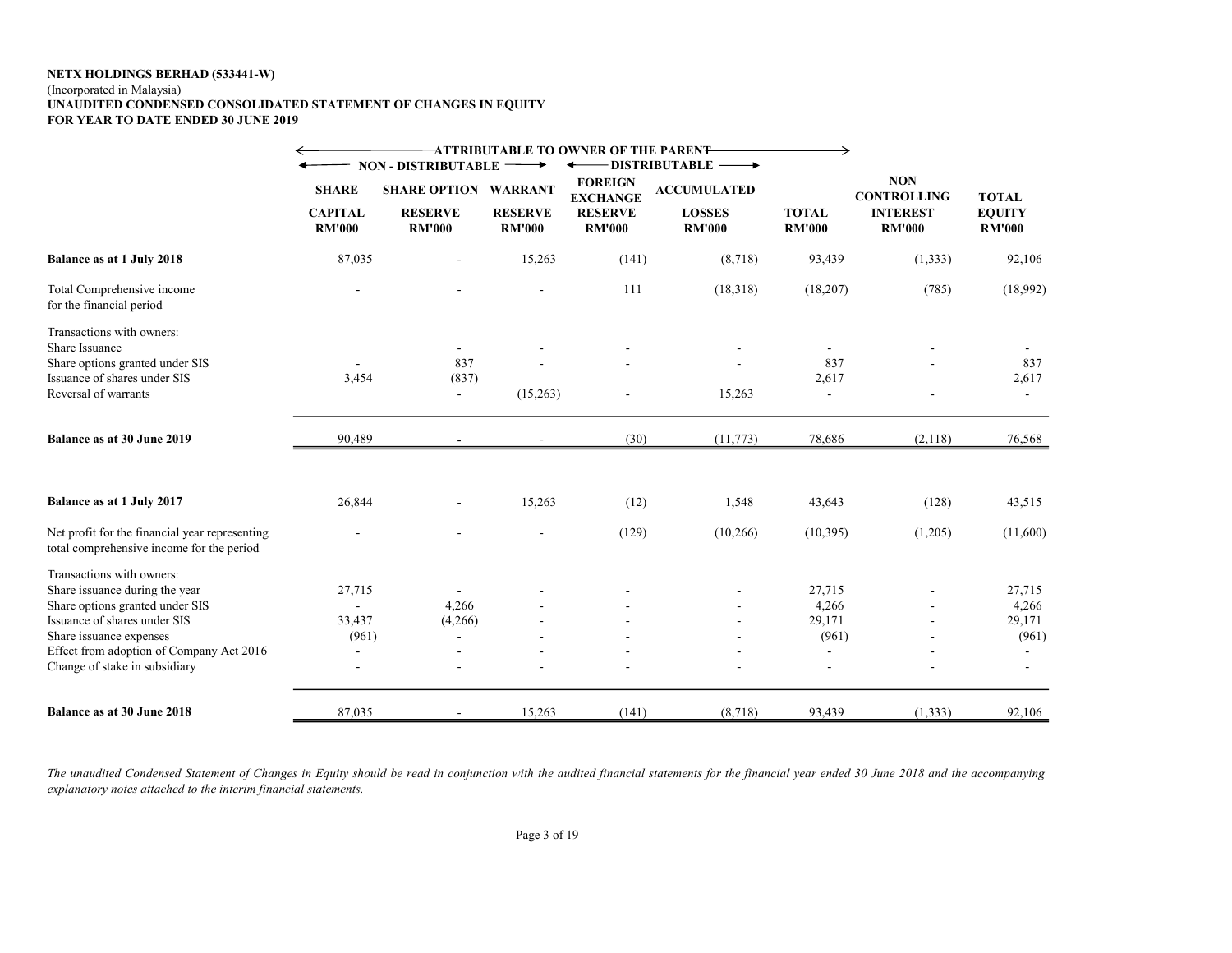**NETX HOLDINGS BERHAD (533441-W)**
(Incorporated in Malaysia)
**UNAUDITED CONDENSED CONSOLIDATED STATEMENT OF CHANGES IN EQUITY**
**FOR YEAR TO DATE ENDED 30 JUNE 2019**

| | ATTRIBUTABLE TO OWNER OF THE PARENT | | | | | | | |
|---|---|---|---|---|---|---|---|---|
| | NON - DISTRIBUTABLE | | | DISTRIBUTABLE | | | | |
| | SHARE CAPITAL RM'000 | SHARE OPTION RESERVE RM'000 | WARRANT RESERVE RM'000 | FOREIGN EXCHANGE RESERVE RM'000 | ACCUMULATED LOSSES RM'000 | TOTAL RM'000 | NON CONTROLLING INTEREST RM'000 | TOTAL EQUITY RM'000 |
| **Balance as at 1 July 2018** | 87,035 | - | 15,263 | (141) | (8,718) | 93,439 | (1,333) | 92,106 |
| Total Comprehensive income for the financial period | - | - | - | 111 | (18,318) | (18,207) | (785) | (18,992) |
| Transactions with owners: | | | | | | | | |
| Share Issuance | | - | - | - | - | - | - | - |
| Share options granted under SIS | - | 837 | - | - | - | 837 | - | 837 |
| Issuance of shares under SIS | 3,454 | (837) | | | | 2,617 | | 2,617 |
| Reversal of warrants | | - | (15,263) | - | 15,263 | - | - | - |
| **Balance as at 30 June 2019** | 90,489 | - | - | (30) | (11,773) | 78,686 | (2,118) | 76,568 |
| | | | | | | | | |
| **Balance as at 1 July 2017** | 26,844 | - | 15,263 | (12) | 1,548 | 43,643 | (128) | 43,515 |
| Net profit for the financial year representing total comprehensive income for the period | - | - | - | (129) | (10,266) | (10,395) | (1,205) | (11,600) |
| Transactions with owners: | | | | | | | | |
| Share issuance during the year | 27,715 | - | - | - | - | 27,715 | - | 27,715 |
| Share options granted under SIS | - | 4,266 | - | - | - | 4,266 | - | 4,266 |
| Issuance of shares under SIS | 33,437 | (4,266) | - | - | - | 29,171 | - | 29,171 |
| Share issuance expenses | (961) | - | - | - | - | (961) | - | (961) |
| Effect from adoption of Company Act 2016 | - | - | - | - | - | - | - | - |
| Change of stake in subsidiary | - | - | - | - | - | - | - | - |
| **Balance as at 30 June 2018** | 87,035 | - | 15,263 | (141) | (8,718) | 93,439 | (1,333) | 92,106 |

*The unaudited Condensed Statement of Changes in Equity should be read in conjunction with the audited financial statements for the financial year ended 30 June 2018 and the accompanying explanatory notes attached to the interim financial statements.*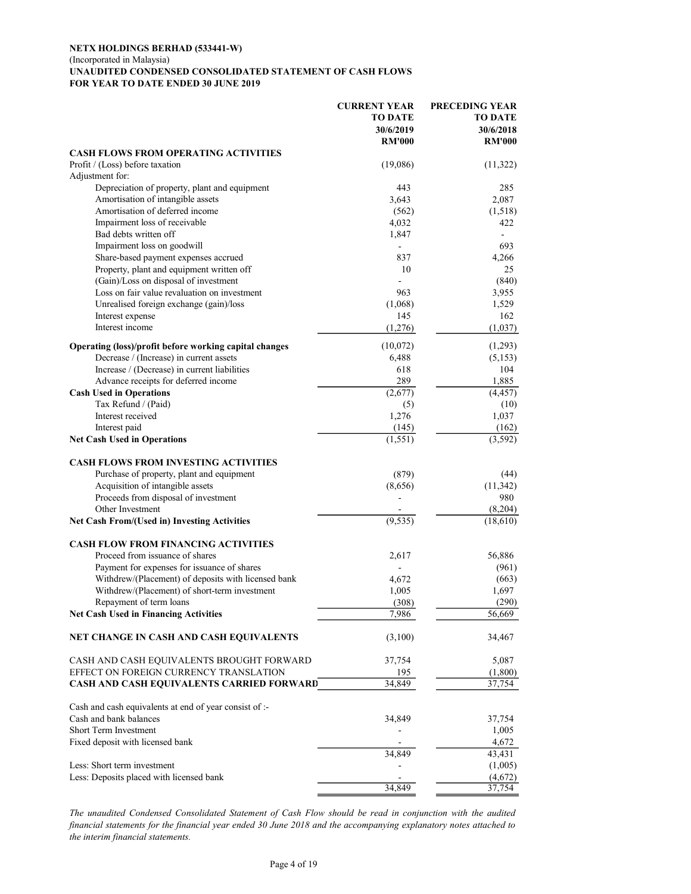**NETX HOLDINGS BERHAD (533441-W)**
(Incorporated in Malaysia)
**UNAUDITED CONDENSED CONSOLIDATED STATEMENT OF CASH FLOWS**
**FOR YEAR TO DATE ENDED 30 JUNE 2019**

| | CURRENT YEAR TO DATE 30/6/2019 RM'000 | PRECEDING YEAR TO DATE 30/6/2018 RM'000 |
|---|---|---|
| **CASH FLOWS FROM OPERATING ACTIVITIES** | | |
| Profit / (Loss) before taxation | (19,086) | (11,322) |
| Adjustment for: | | |
| Depreciation of property, plant and equipment | 443 | 285 |
| Amortisation of intangible assets | 3,643 | 2,087 |
| Amortisation of deferred income | (562) | (1,518) |
| Impairment loss of receivable | 4,032 | 422 |
| Bad debts written off | 1,847 | - |
| Impairment loss on goodwill | - | 693 |
| Share-based payment expenses accrued | 837 | 4,266 |
| Property, plant and equipment written off | 10 | 25 |
| (Gain)/Loss on disposal of investment | - | (840) |
| Loss on fair value revaluation on investment | 963 | 3,955 |
| Unrealised foreign exchange (gain)/loss | (1,068) | 1,529 |
| Interest expense | 145 | 162 |
| Interest income | (1,276) | (1,037) |
| **Operating (loss)/profit before working capital changes** | (10,072) | (1,293) |
| Decrease / (Increase) in current assets | 6,488 | (5,153) |
| Increase / (Decrease) in current liabilities | 618 | 104 |
| Advance receipts for deferred income | 289 | 1,885 |
| **Cash Used in Operations** | (2,677) | (4,457) |
| Tax Refund / (Paid) | (5) | (10) |
| Interest received | 1,276 | 1,037 |
| Interest paid | (145) | (162) |
| **Net Cash Used in Operations** | (1,551) | (3,592) |
| | | |
| **CASH FLOWS FROM INVESTING ACTIVITIES** | | |
| Purchase of property, plant and equipment | (879) | (44) |
| Acquisition of intangible assets | (8,656) | (11,342) |
| Proceeds from disposal of investment | - | 980 |
| Other Investment | - | (8,204) |
| **Net Cash From/(Used in) Investing Activities** | (9,535) | (18,610) |
| | | |
| **CASH FLOW FROM FINANCING ACTIVITIES** | | |
| Proceed from issuance of shares | 2,617 | 56,886 |
| Payment for expenses for issuance of shares | - | (961) |
| Withdrew/(Placement) of deposits with licensed bank | 4,672 | (663) |
| Withdrew/(Placement) of short-term investment | 1,005 | 1,697 |
| Repayment of term loans | (308) | (290) |
| **Net Cash Used in Financing Activities** | 7,986 | 56,669 |
| | | |
| **NET CHANGE IN CASH AND CASH EQUIVALENTS** | (3,100) | 34,467 |
| | | |
| CASH AND CASH EQUIVALENTS BROUGHT FORWARD | 37,754 | 5,087 |
| EFFECT ON FOREIGN CURRENCY TRANSLATION | 195 | (1,800) |
| **CASH AND CASH EQUIVALENTS CARRIED FORWARD** | 34,849 | 37,754 |
| | | |
| Cash and cash equivalents at end of year consist of :- | | |
| Cash and bank balances | 34,849 | 37,754 |
| Short Term Investment | - | 1,005 |
| Fixed deposit with licensed bank | - | 4,672 |
| | 34,849 | 43,431 |
| Less: Short term investment | - | (1,005) |
| Less: Deposits placed with licensed bank | - | (4,672) |
| | 34,849 | 37,754 |

*The unaudited Condensed Consolidated Statement of Cash Flow should be read in conjunction with the audited financial statements for the financial year ended 30 June 2018 and the accompanying explanatory notes attached to the interim financial statements.*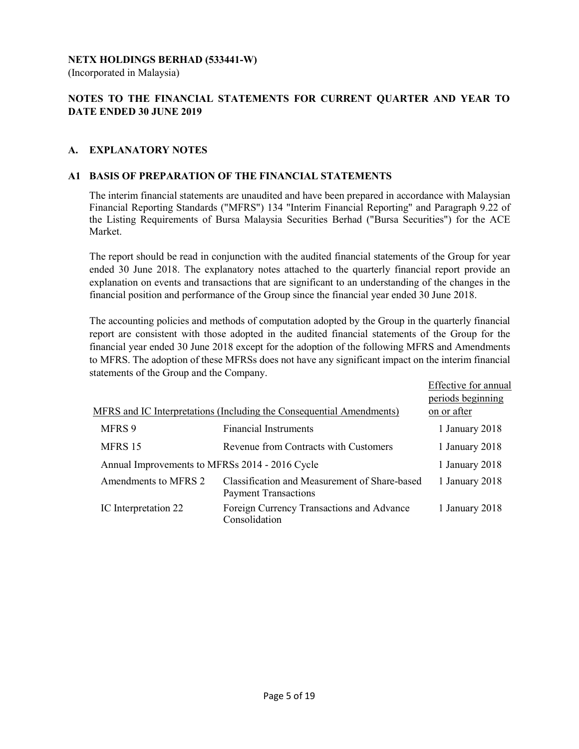**NETX HOLDINGS BERHAD (533441-W)**

(Incorporated in Malaysia)

## NOTES TO THE FINANCIAL STATEMENTS FOR CURRENT QUARTER AND YEAR TO DATE ENDED 30 JUNE 2019

### A. EXPLANATORY NOTES

### A1 BASIS OF PREPARATION OF THE FINANCIAL STATEMENTS

The interim financial statements are unaudited and have been prepared in accordance with Malaysian Financial Reporting Standards ("MFRS") 134 "Interim Financial Reporting" and Paragraph 9.22 of the Listing Requirements of Bursa Malaysia Securities Berhad ("Bursa Securities") for the ACE Market.

The report should be read in conjunction with the audited financial statements of the Group for year ended 30 June 2018. The explanatory notes attached to the quarterly financial report provide an explanation on events and transactions that are significant to an understanding of the changes in the financial position and performance of the Group since the financial year ended 30 June 2018.

The accounting policies and methods of computation adopted by the Group in the quarterly financial report are consistent with those adopted in the audited financial statements of the Group for the financial year ended 30 June 2018 except for the adoption of the following MFRS and Amendments to MFRS. The adoption of these MFRSs does not have any significant impact on the interim financial statements of the Group and the Company.

| MFRS and IC Interpretations (Including the Consequential Amendments) | | Effective for annual periods beginning on or after |
|---|---|---|
| MFRS 9 | Financial Instruments | 1 January 2018 |
| MFRS 15 | Revenue from Contracts with Customers | 1 January 2018 |
| Annual Improvements to MFRSs 2014 - 2016 Cycle | | 1 January 2018 |
| Amendments to MFRS 2 | Classification and Measurement of Share-based Payment Transactions | 1 January 2018 |
| IC Interpretation 22 | Foreign Currency Transactions and Advance Consolidation | 1 January 2018 |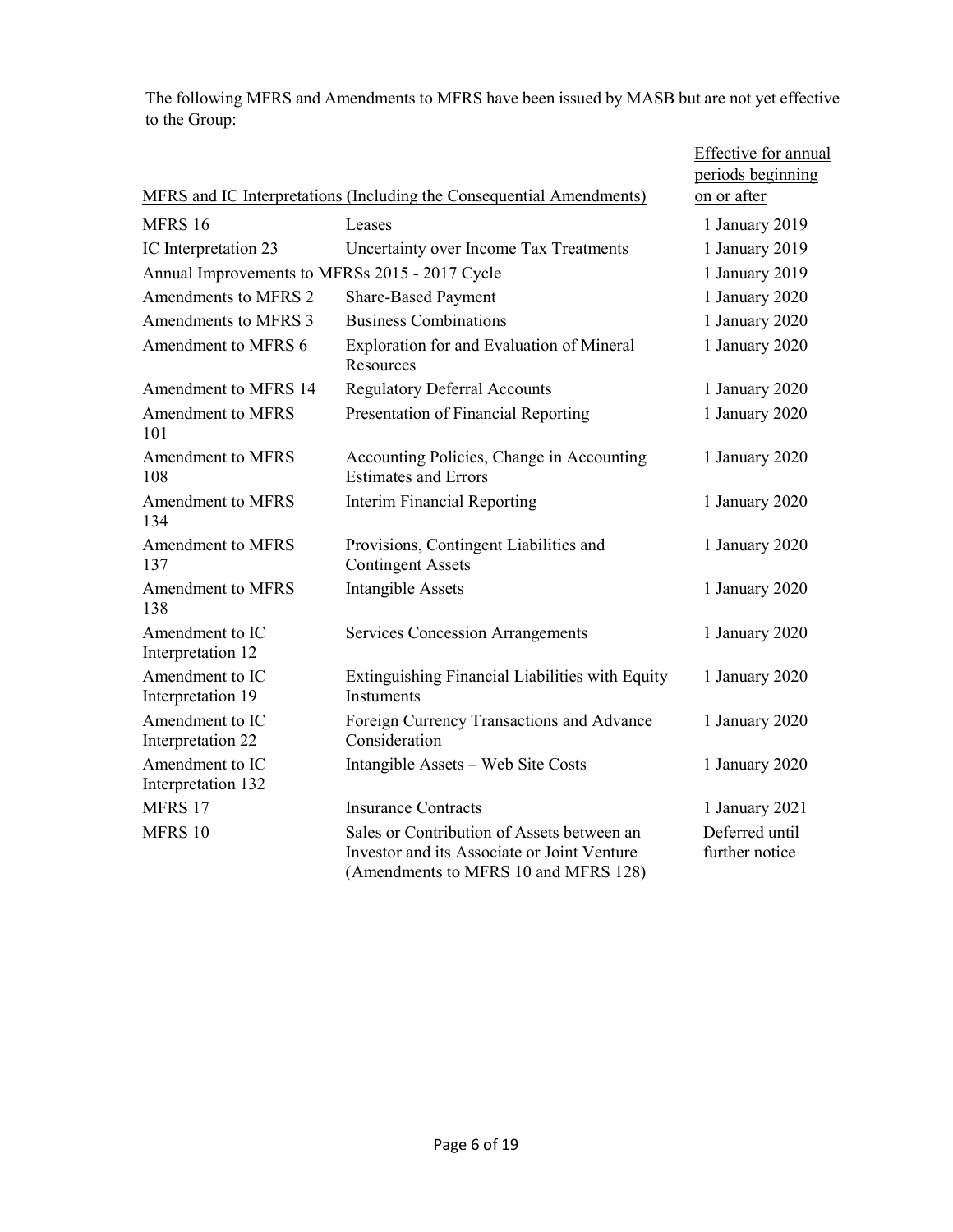The following MFRS and Amendments to MFRS have been issued by MASB but are not yet effective to the Group:

| MFRS and IC Interpretations (Including the Consequential Amendments) | | Effective for annual periods beginning on or after |
|---|---|---|
| MFRS 16 | Leases | 1 January 2019 |
| IC Interpretation 23 | Uncertainty over Income Tax Treatments | 1 January 2019 |
| Annual Improvements to MFRSs 2015 - 2017 Cycle | | 1 January 2019 |
| Amendments to MFRS 2 | Share-Based Payment | 1 January 2020 |
| Amendments to MFRS 3 | Business Combinations | 1 January 2020 |
| Amendment to MFRS 6 | Exploration for and Evaluation of Mineral Resources | 1 January 2020 |
| Amendment to MFRS 14 | Regulatory Deferral Accounts | 1 January 2020 |
| Amendment to MFRS 101 | Presentation of Financial Reporting | 1 January 2020 |
| Amendment to MFRS 108 | Accounting Policies, Change in Accounting Estimates and Errors | 1 January 2020 |
| Amendment to MFRS 134 | Interim Financial Reporting | 1 January 2020 |
| Amendment to MFRS 137 | Provisions, Contingent Liabilities and Contingent Assets | 1 January 2020 |
| Amendment to MFRS 138 | Intangible Assets | 1 January 2020 |
| Amendment to IC Interpretation 12 | Services Concession Arrangements | 1 January 2020 |
| Amendment to IC Interpretation 19 | Extinguishing Financial Liabilities with Equity Instuments | 1 January 2020 |
| Amendment to IC Interpretation 22 | Foreign Currency Transactions and Advance Consideration | 1 January 2020 |
| Amendment to IC Interpretation 132 | Intangible Assets – Web Site Costs | 1 January 2020 |
| MFRS 17 | Insurance Contracts | 1 January 2021 |
| MFRS 10 | Sales or Contribution of Assets between an Investor and its Associate or Joint Venture (Amendments to MFRS 10 and MFRS 128) | Deferred until further notice |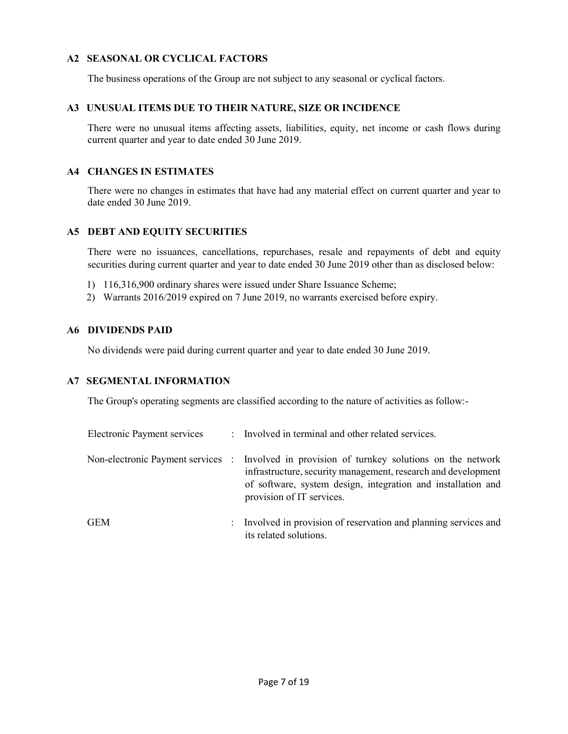## A2 SEASONAL OR CYCLICAL FACTORS

The business operations of the Group are not subject to any seasonal or cyclical factors.

## A3 UNUSUAL ITEMS DUE TO THEIR NATURE, SIZE OR INCIDENCE

There were no unusual items affecting assets, liabilities, equity, net income or cash flows during current quarter and year to date ended 30 June 2019.

## A4 CHANGES IN ESTIMATES

There were no changes in estimates that have had any material effect on current quarter and year to date ended 30 June 2019.

## A5 DEBT AND EQUITY SECURITIES

There were no issuances, cancellations, repurchases, resale and repayments of debt and equity securities during current quarter and year to date ended 30 June 2019 other than as disclosed below:

1) 116,316,900 ordinary shares were issued under Share Issuance Scheme;
2) Warrants 2016/2019 expired on 7 June 2019, no warrants exercised before expiry.

## A6 DIVIDENDS PAID

No dividends were paid during current quarter and year to date ended 30 June 2019.

## A7 SEGMENTAL INFORMATION

The Group's operating segments are classified according to the nature of activities as follow:-

| | | |
|---|---|---|
| Electronic Payment services | : | Involved in terminal and other related services. |
| Non-electronic Payment services | : | Involved in provision of turnkey solutions on the network infrastructure, security management, research and development of software, system design, integration and installation and provision of IT services. |
| GEM | : | Involved in provision of reservation and planning services and its related solutions. |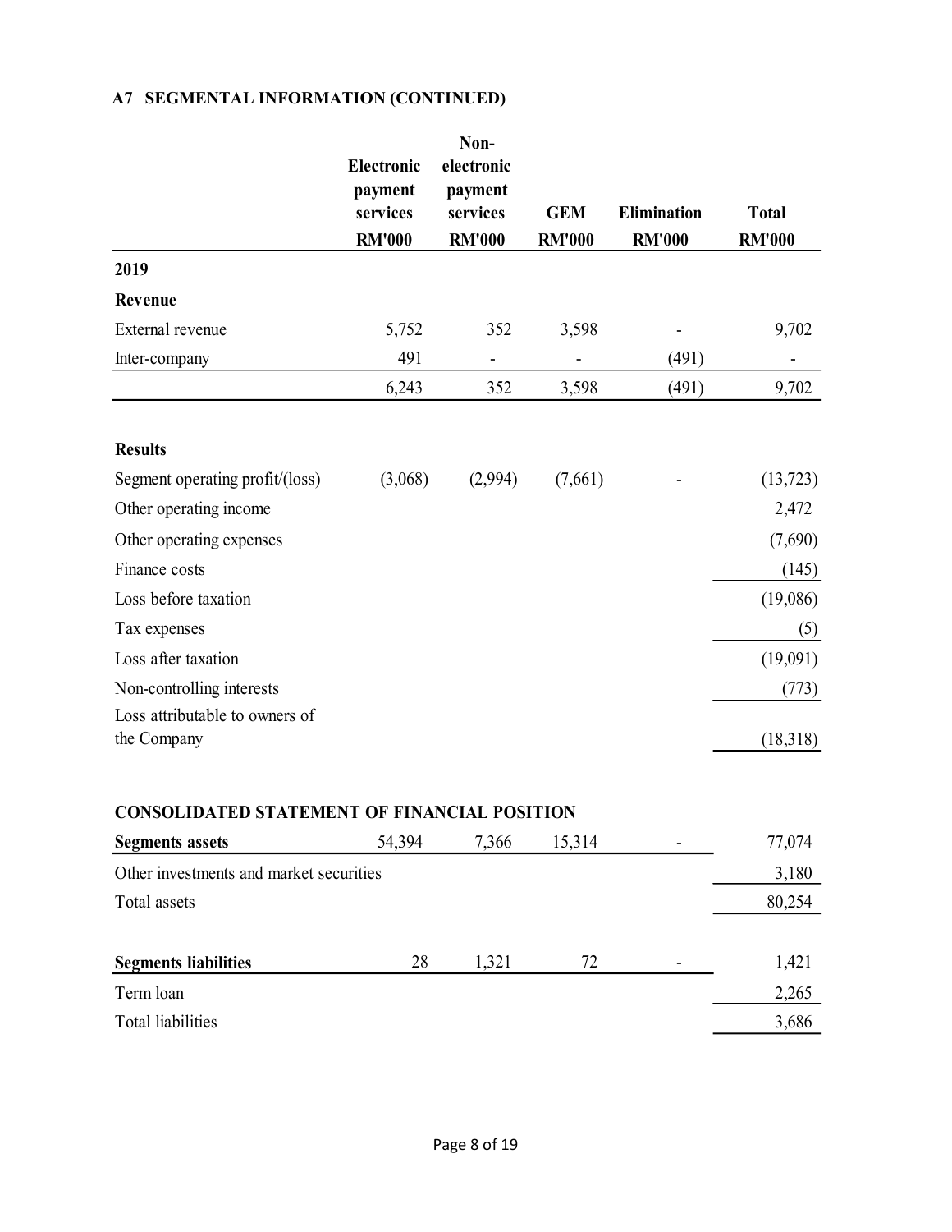## A7 SEGMENTAL INFORMATION (CONTINUED)

| | Electronic payment services RM'000 | Non-electronic payment services RM'000 | GEM RM'000 | Elimination RM'000 | Total RM'000 |
|---|---|---|---|---|---|
| **2019** | | | | | |
| **Revenue** | | | | | |
| External revenue | 5,752 | 352 | 3,598 | - | 9,702 |
| Inter-company | 491 | - | - | (491) | - |
| | 6,243 | 352 | 3,598 | (491) | 9,702 |
| **Results** | | | | | |
| Segment operating profit/(loss) | (3,068) | (2,994) | (7,661) | - | (13,723) |
| Other operating income | | | | | 2,472 |
| Other operating expenses | | | | | (7,690) |
| Finance costs | | | | | (145) |
| Loss before taxation | | | | | (19,086) |
| Tax expenses | | | | | (5) |
| Loss after taxation | | | | | (19,091) |
| Non-controlling interests | | | | | (773) |
| Loss attributable to owners of the Company | | | | | (18,318) |
| **CONSOLIDATED STATEMENT OF FINANCIAL POSITION** | | | | | |
| **Segments assets** | 54,394 | 7,366 | 15,314 | - | 77,074 |
| Other investments and market securities | | | | | 3,180 |
| Total assets | | | | | 80,254 |
| **Segments liabilities** | 28 | 1,321 | 72 | - | 1,421 |
| Term loan | | | | | 2,265 |
| Total liabilities | | | | | 3,686 |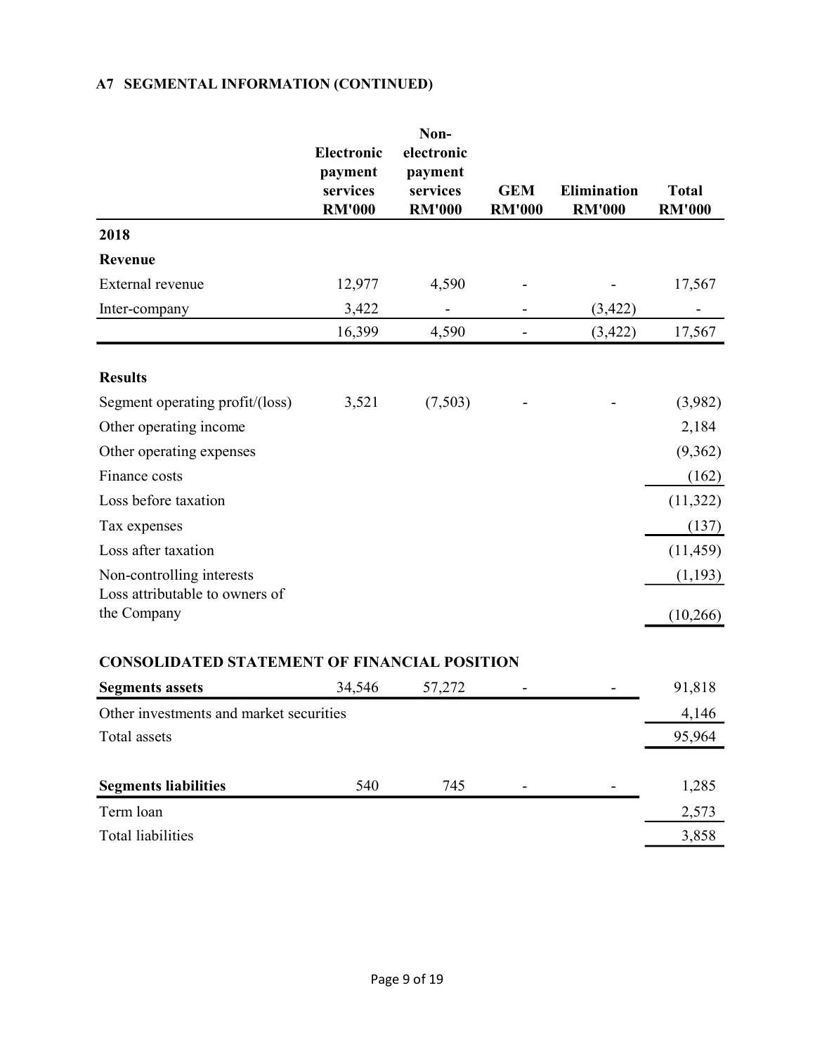## A7 SEGMENTAL INFORMATION (CONTINUED)

| | Electronic payment services RM'000 | Non-electronic payment services RM'000 | GEM RM'000 | Elimination RM'000 | Total RM'000 |
|---|---|---|---|---|---|
| **2018** | | | | | |
| **Revenue** | | | | | |
| External revenue | 12,977 | 4,590 | - | - | 17,567 |
| Inter-company | 3,422 | - | - | (3,422) | - |
| | 16,399 | 4,590 | - | (3,422) | 17,567 |
| | | | | | |
| **Results** | | | | | |
| Segment operating profit/(loss) | 3,521 | (7,503) | - | - | (3,982) |
| Other operating income | | | | | 2,184 |
| Other operating expenses | | | | | (9,362) |
| Finance costs | | | | | (162) |
| Loss before taxation | | | | | (11,322) |
| Tax expenses | | | | | (137) |
| Loss after taxation | | | | | (11,459) |
| Non-controlling interests | | | | | (1,193) |
| Loss attributable to owners of the Company | | | | | (10,266) |
| | | | | | |
| **CONSOLIDATED STATEMENT OF FINANCIAL POSITION** | | | | | |
| **Segments assets** | 34,546 | 57,272 | - | - | 91,818 |
| Other investments and market securities | | | | | 4,146 |
| Total assets | | | | | 95,964 |
| | | | | | |
| **Segments liabilities** | 540 | 745 | - | - | 1,285 |
| Term loan | | | | | 2,573 |
| Total liabilities | | | | | 3,858 |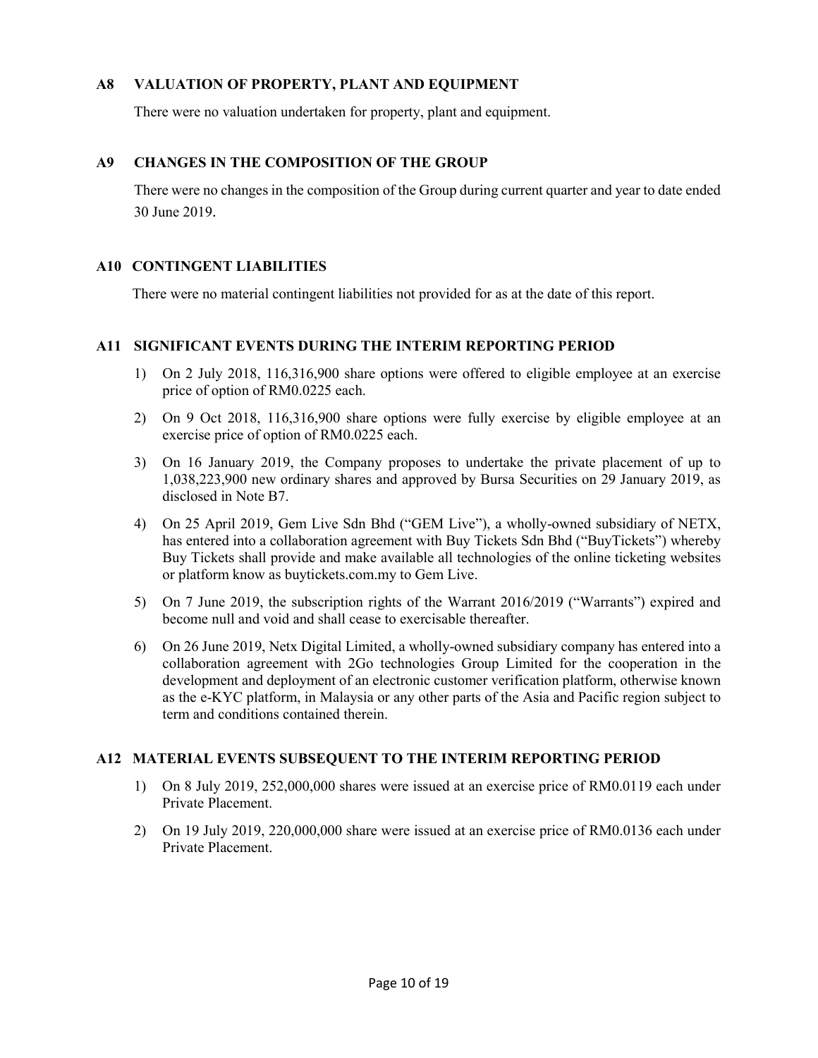## A8 VALUATION OF PROPERTY, PLANT AND EQUIPMENT

There were no valuation undertaken for property, plant and equipment.

## A9 CHANGES IN THE COMPOSITION OF THE GROUP

There were no changes in the composition of the Group during current quarter and year to date ended 30 June 2019.

## A10 CONTINGENT LIABILITIES

There were no material contingent liabilities not provided for as at the date of this report.

## A11 SIGNIFICANT EVENTS DURING THE INTERIM REPORTING PERIOD

1) On 2 July 2018, 116,316,900 share options were offered to eligible employee at an exercise price of option of RM0.0225 each.
2) On 9 Oct 2018, 116,316,900 share options were fully exercise by eligible employee at an exercise price of option of RM0.0225 each.
3) On 16 January 2019, the Company proposes to undertake the private placement of up to 1,038,223,900 new ordinary shares and approved by Bursa Securities on 29 January 2019, as disclosed in Note B7.
4) On 25 April 2019, Gem Live Sdn Bhd ("GEM Live"), a wholly-owned subsidiary of NETX, has entered into a collaboration agreement with Buy Tickets Sdn Bhd ("BuyTickets") whereby Buy Tickets shall provide and make available all technologies of the online ticketing websites or platform know as buytickets.com.my to Gem Live.
5) On 7 June 2019, the subscription rights of the Warrant 2016/2019 ("Warrants") expired and become null and void and shall cease to exercisable thereafter.
6) On 26 June 2019, Netx Digital Limited, a wholly-owned subsidiary company has entered into a collaboration agreement with 2Go technologies Group Limited for the cooperation in the development and deployment of an electronic customer verification platform, otherwise known as the e-KYC platform, in Malaysia or any other parts of the Asia and Pacific region subject to term and conditions contained therein.

## A12 MATERIAL EVENTS SUBSEQUENT TO THE INTERIM REPORTING PERIOD

1) On 8 July 2019, 252,000,000 shares were issued at an exercise price of RM0.0119 each under Private Placement.
2) On 19 July 2019, 220,000,000 share were issued at an exercise price of RM0.0136 each under Private Placement.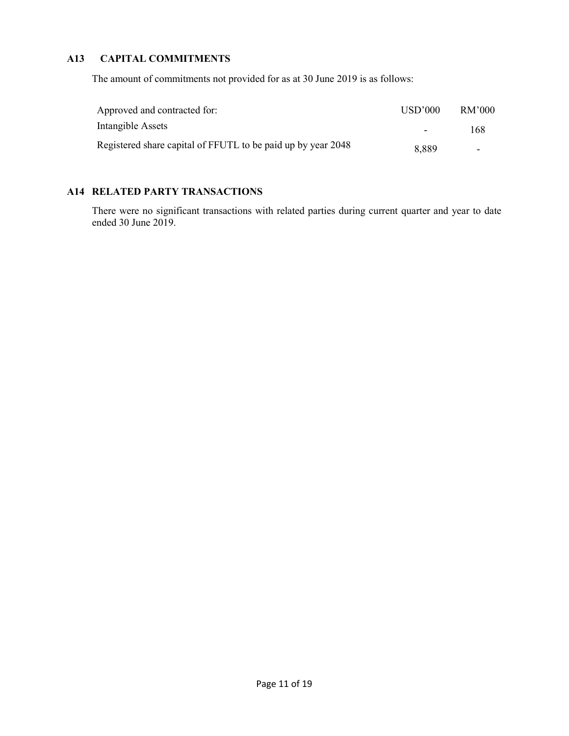## A13 CAPITAL COMMITMENTS

The amount of commitments not provided for as at 30 June 2019 is as follows:

| Approved and contracted for: | USD'000 | RM'000 |
|---|---|---|
| Intangible Assets | - | 168 |
| Registered share capital of FFUTL to be paid up by year 2048 | 8,889 | - |

## A14 RELATED PARTY TRANSACTIONS

There were no significant transactions with related parties during current quarter and year to date ended 30 June 2019.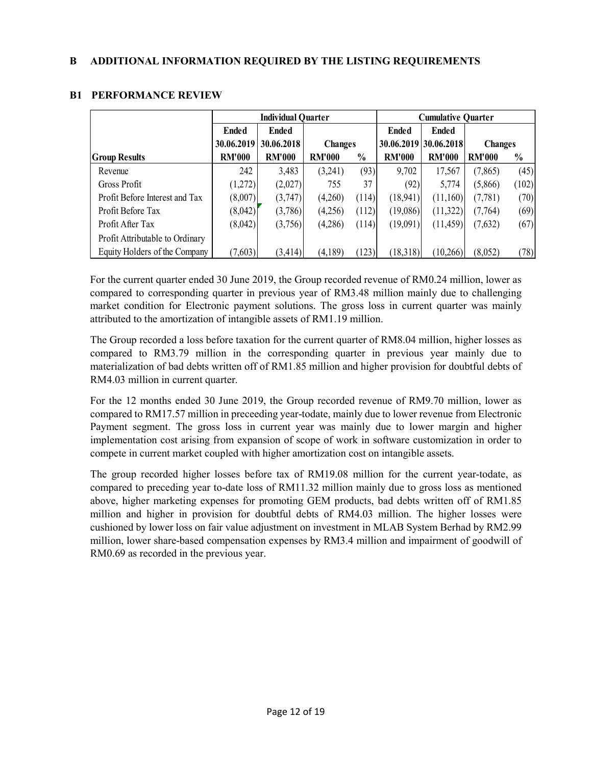## B ADDITIONAL INFORMATION REQUIRED BY THE LISTING REQUIREMENTS

### B1 PERFORMANCE REVIEW

| | Individual Quarter | | | | Cumulative Quarter | | | |
|---|---|---|---|---|---|---|---|---|
| | Ended 30.06.2019 | Ended 30.06.2018 | Changes | | Ended 30.06.2019 | Ended 30.06.2018 | Changes | |
| Group Results | RM'000 | RM'000 | RM'000 | % | RM'000 | RM'000 | RM'000 | % |
| Revenue | 242 | 3,483 | (3,241) | (93) | 9,702 | 17,567 | (7,865) | (45) |
| Gross Profit | (1,272) | (2,027) | 755 | 37 | (92) | 5,774 | (5,866) | (102) |
| Profit Before Interest and Tax | (8,007) | (3,747) | (4,260) | (114) | (18,941) | (11,160) | (7,781) | (70) |
| Profit Before Tax | (8,042) | (3,786) | (4,256) | (112) | (19,086) | (11,322) | (7,764) | (69) |
| Profit After Tax | (8,042) | (3,756) | (4,286) | (114) | (19,091) | (11,459) | (7,632) | (67) |
| Profit Attributable to Ordinary Equity Holders of the Company | (7,603) | (3,414) | (4,189) | (123) | (18,318) | (10,266) | (8,052) | (78) |

For the current quarter ended 30 June 2019, the Group recorded revenue of RM0.24 million, lower as compared to corresponding quarter in previous year of RM3.48 million mainly due to challenging market condition for Electronic payment solutions. The gross loss in current quarter was mainly attributed to the amortization of intangible assets of RM1.19 million.

The Group recorded a loss before taxation for the current quarter of RM8.04 million, higher losses as compared to RM3.79 million in the corresponding quarter in previous year mainly due to materialization of bad debts written off of RM1.85 million and higher provision for doubtful debts of RM4.03 million in current quarter.

For the 12 months ended 30 June 2019, the Group recorded revenue of RM9.70 million, lower as compared to RM17.57 million in preceeding year-todate, mainly due to lower revenue from Electronic Payment segment. The gross loss in current year was mainly due to lower margin and higher implementation cost arising from expansion of scope of work in software customization in order to compete in current market coupled with higher amortization cost on intangible assets.

The group recorded higher losses before tax of RM19.08 million for the current year-todate, as compared to preceding year to-date loss of RM11.32 million mainly due to gross loss as mentioned above, higher marketing expenses for promoting GEM products, bad debts written off of RM1.85 million and higher in provision for doubtful debts of RM4.03 million. The higher losses were cushioned by lower loss on fair value adjustment on investment in MLAB System Berhad by RM2.99 million, lower share-based compensation expenses by RM3.4 million and impairment of goodwill of RM0.69 as recorded in the previous year.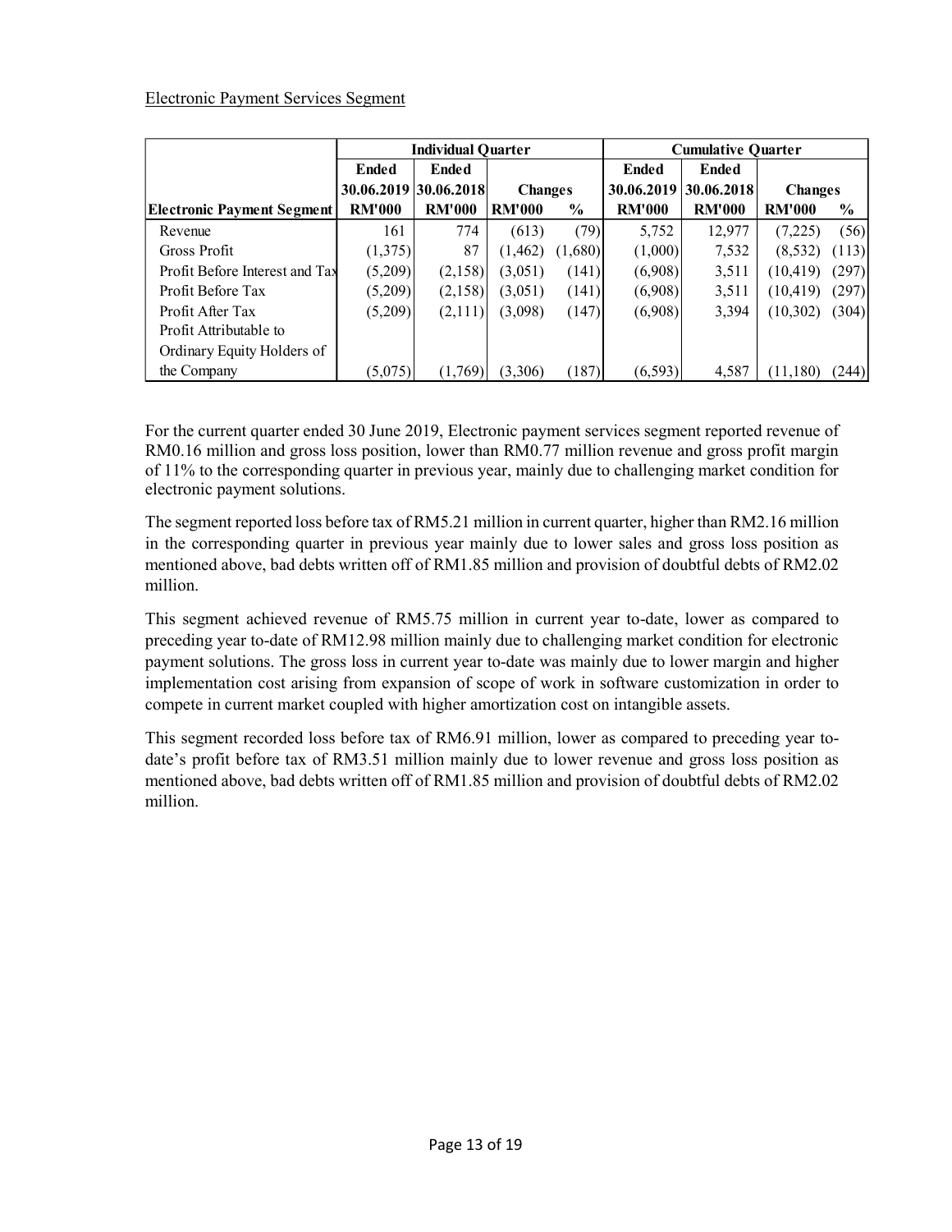Electronic Payment Services Segment

| | Individual Quarter | | | | Cumulative Quarter | | | |
|---|---|---|---|---|---|---|---|---|
| | Ended | Ended | | | Ended | Ended | | |
| | 30.06.2019 | 30.06.2018 | Changes | | 30.06.2019 | 30.06.2018 | Changes | |
| **Electronic Payment Segment** | **RM'000** | **RM'000** | **RM'000** | **%** | **RM'000** | **RM'000** | **RM'000** | **%** |
| Revenue | 161 | 774 | (613) | (79) | 5,752 | 12,977 | (7,225) | (56) |
| Gross Profit | (1,375) | 87 | (1,462) | (1,680) | (1,000) | 7,532 | (8,532) | (113) |
| Profit Before Interest and Tax | (5,209) | (2,158) | (3,051) | (141) | (6,908) | 3,511 | (10,419) | (297) |
| Profit Before Tax | (5,209) | (2,158) | (3,051) | (141) | (6,908) | 3,511 | (10,419) | (297) |
| Profit After Tax | (5,209) | (2,111) | (3,098) | (147) | (6,908) | 3,394 | (10,302) | (304) |
| Profit Attributable to Ordinary Equity Holders of the Company | (5,075) | (1,769) | (3,306) | (187) | (6,593) | 4,587 | (11,180) | (244) |

For the current quarter ended 30 June 2019, Electronic payment services segment reported revenue of RM0.16 million and gross loss position, lower than RM0.77 million revenue and gross profit margin of 11% to the corresponding quarter in previous year, mainly due to challenging market condition for electronic payment solutions.

The segment reported loss before tax of RM5.21 million in current quarter, higher than RM2.16 million in the corresponding quarter in previous year mainly due to lower sales and gross loss position as mentioned above, bad debts written off of RM1.85 million and provision of doubtful debts of RM2.02 million.

This segment achieved revenue of RM5.75 million in current year to-date, lower as compared to preceding year to-date of RM12.98 million mainly due to challenging market condition for electronic payment solutions. The gross loss in current year to-date was mainly due to lower margin and higher implementation cost arising from expansion of scope of work in software customization in order to compete in current market coupled with higher amortization cost on intangible assets.

This segment recorded loss before tax of RM6.91 million, lower as compared to preceding year to-date's profit before tax of RM3.51 million mainly due to lower revenue and gross loss position as mentioned above, bad debts written off of RM1.85 million and provision of doubtful debts of RM2.02 million.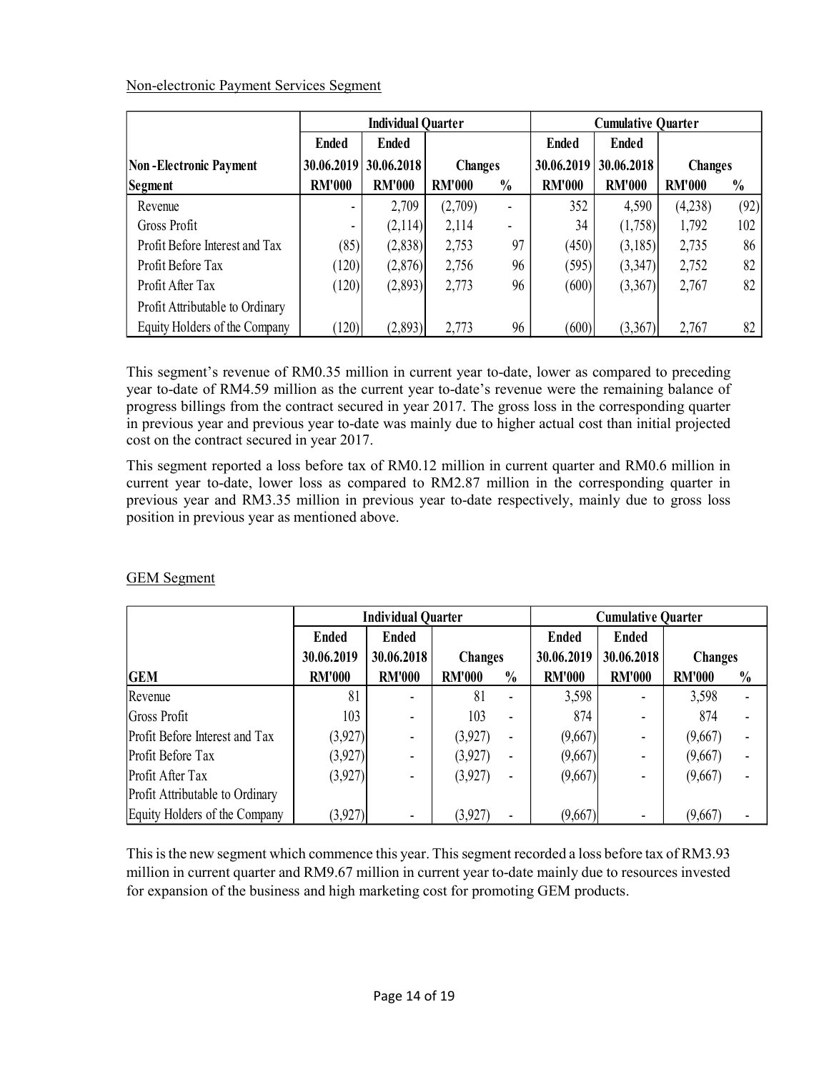Non-electronic Payment Services Segment

| | Individual Quarter | | | | Cumulative Quarter | | | |
|---|---|---|---|---|---|---|---|---|
| | Ended | Ended | | | Ended | Ended | | |
| **Non-Electronic Payment** | **30.06.2019** | **30.06.2018** | **Changes** | | **30.06.2019** | **30.06.2018** | **Changes** | |
| **Segment** | **RM'000** | **RM'000** | **RM'000** | **%** | **RM'000** | **RM'000** | **RM'000** | **%** |
| Revenue | - | 2,709 | (2,709) | - | 352 | 4,590 | (4,238) | (92) |
| Gross Profit | - | (2,114) | 2,114 | - | 34 | (1,758) | 1,792 | 102 |
| Profit Before Interest and Tax | (85) | (2,838) | 2,753 | 97 | (450) | (3,185) | 2,735 | 86 |
| Profit Before Tax | (120) | (2,876) | 2,756 | 96 | (595) | (3,347) | 2,752 | 82 |
| Profit After Tax | (120) | (2,893) | 2,773 | 96 | (600) | (3,367) | 2,767 | 82 |
| Profit Attributable to Ordinary Equity Holders of the Company | (120) | (2,893) | 2,773 | 96 | (600) | (3,367) | 2,767 | 82 |

This segment's revenue of RM0.35 million in current year to-date, lower as compared to preceding year to-date of RM4.59 million as the current year to-date's revenue were the remaining balance of progress billings from the contract secured in year 2017. The gross loss in the corresponding quarter in previous year and previous year to-date was mainly due to higher actual cost than initial projected cost on the contract secured in year 2017.

This segment reported a loss before tax of RM0.12 million in current quarter and RM0.6 million in current year to-date, lower loss as compared to RM2.87 million in the corresponding quarter in previous year and RM3.35 million in previous year to-date respectively, mainly due to gross loss position in previous year as mentioned above.

GEM Segment

| | Individual Quarter | | | | Cumulative Quarter | | | |
|---|---|---|---|---|---|---|---|---|
| | Ended | Ended | | | Ended | Ended | | |
| | **30.06.2019** | **30.06.2018** | **Changes** | | **30.06.2019** | **30.06.2018** | **Changes** | |
| **GEM** | **RM'000** | **RM'000** | **RM'000** | **%** | **RM'000** | **RM'000** | **RM'000** | **%** |
| Revenue | 81 | - | 81 | - | 3,598 | - | 3,598 | - |
| Gross Profit | 103 | - | 103 | - | 874 | - | 874 | - |
| Profit Before Interest and Tax | (3,927) | - | (3,927) | - | (9,667) | - | (9,667) | - |
| Profit Before Tax | (3,927) | - | (3,927) | - | (9,667) | - | (9,667) | - |
| Profit After Tax | (3,927) | - | (3,927) | - | (9,667) | - | (9,667) | - |
| Profit Attributable to Ordinary Equity Holders of the Company | (3,927) | - | (3,927) | - | (9,667) | - | (9,667) | - |

This is the new segment which commence this year. This segment recorded a loss before tax of RM3.93 million in current quarter and RM9.67 million in current year to-date mainly due to resources invested for expansion of the business and high marketing cost for promoting GEM products.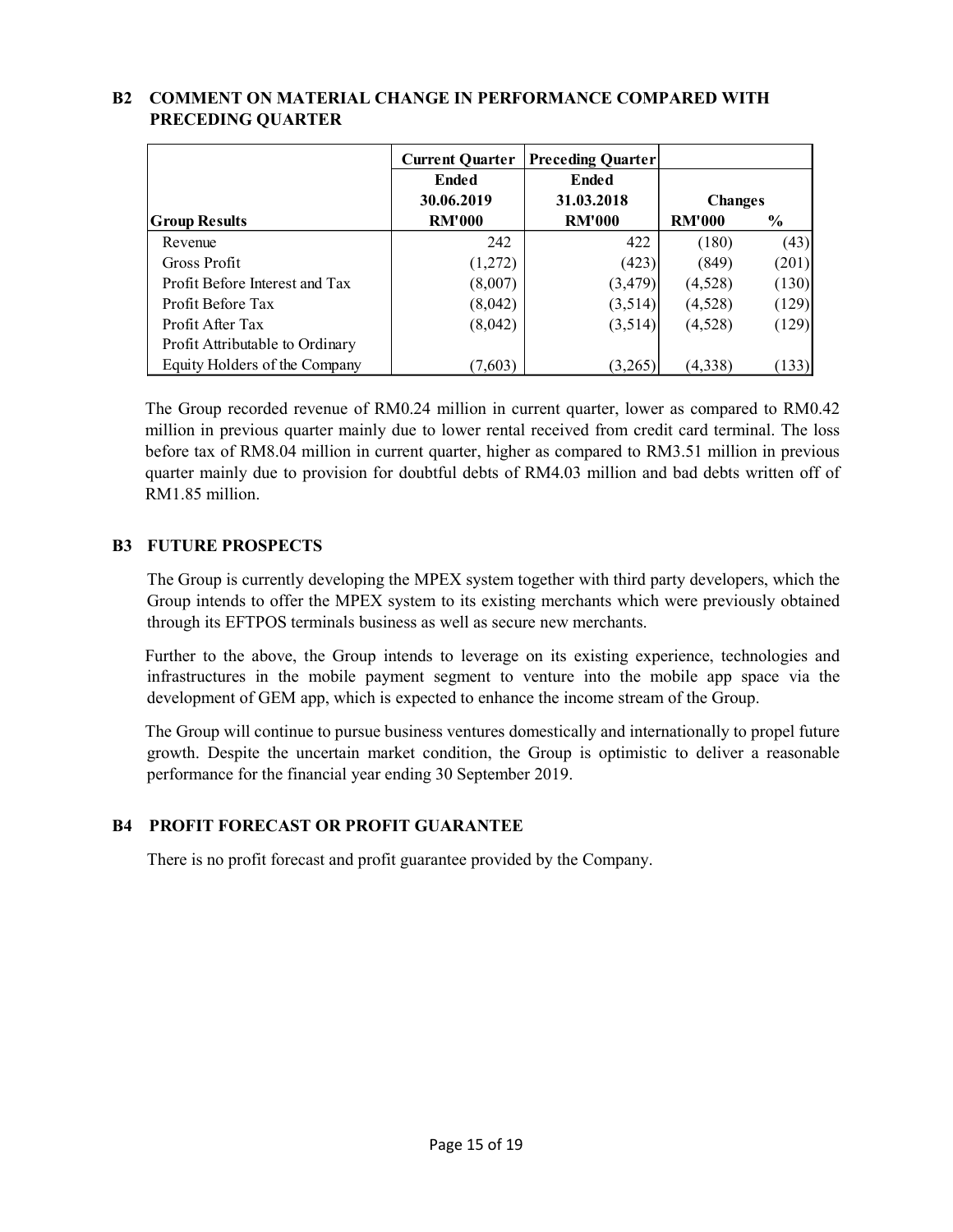## B2 COMMENT ON MATERIAL CHANGE IN PERFORMANCE COMPARED WITH PRECEDING QUARTER

| | Current Quarter | Preceding Quarter | | |
|---|---|---|---|---|
| | Ended | Ended | | |
| | 30.06.2019 | 31.03.2018 | Changes | |
| Group Results | RM'000 | RM'000 | RM'000 | % |
| Revenue | 242 | 422 | (180) | (43) |
| Gross Profit | (1,272) | (423) | (849) | (201) |
| Profit Before Interest and Tax | (8,007) | (3,479) | (4,528) | (130) |
| Profit Before Tax | (8,042) | (3,514) | (4,528) | (129) |
| Profit After Tax | (8,042) | (3,514) | (4,528) | (129) |
| Profit Attributable to Ordinary Equity Holders of the Company | (7,603) | (3,265) | (4,338) | (133) |

The Group recorded revenue of RM0.24 million in current quarter, lower as compared to RM0.42 million in previous quarter mainly due to lower rental received from credit card terminal. The loss before tax of RM8.04 million in current quarter, higher as compared to RM3.51 million in previous quarter mainly due to provision for doubtful debts of RM4.03 million and bad debts written off of RM1.85 million.

## B3 FUTURE PROSPECTS

The Group is currently developing the MPEX system together with third party developers, which the Group intends to offer the MPEX system to its existing merchants which were previously obtained through its EFTPOS terminals business as well as secure new merchants.

Further to the above, the Group intends to leverage on its existing experience, technologies and infrastructures in the mobile payment segment to venture into the mobile app space via the development of GEM app, which is expected to enhance the income stream of the Group.

The Group will continue to pursue business ventures domestically and internationally to propel future growth. Despite the uncertain market condition, the Group is optimistic to deliver a reasonable performance for the financial year ending 30 September 2019.

## B4 PROFIT FORECAST OR PROFIT GUARANTEE

There is no profit forecast and profit guarantee provided by the Company.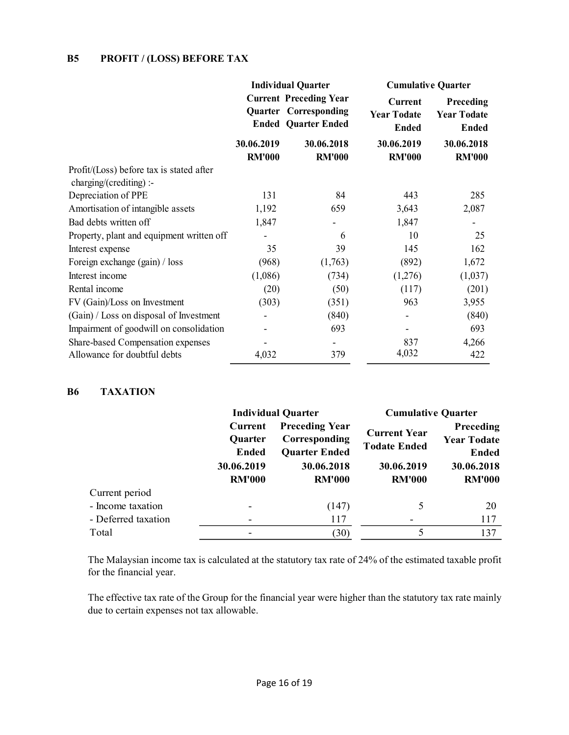## B5 PROFIT / (LOSS) BEFORE TAX

| | Individual Quarter | | Cumulative Quarter | |
|---|---|---|---|---|
| | Current Quarter Ended | Preceding Year Corresponding Quarter Ended | Current Year Todate Ended | Preceding Year Todate Ended |
| | 30.06.2019 RM'000 | 30.06.2018 RM'000 | 30.06.2019 RM'000 | 30.06.2018 RM'000 |
| Profit/(Loss) before tax is stated after charging/(crediting) :- | | | | |
| Depreciation of PPE | 131 | 84 | 443 | 285 |
| Amortisation of intangible assets | 1,192 | 659 | 3,643 | 2,087 |
| Bad debts written off | 1,847 | - | 1,847 | - |
| Property, plant and equipment written off | - | 6 | 10 | 25 |
| Interest expense | 35 | 39 | 145 | 162 |
| Foreign exchange (gain) / loss | (968) | (1,763) | (892) | 1,672 |
| Interest income | (1,086) | (734) | (1,276) | (1,037) |
| Rental income | (20) | (50) | (117) | (201) |
| FV (Gain)/Loss on Investment | (303) | (351) | 963 | 3,955 |
| (Gain) / Loss on disposal of Investment | - | (840) | - | (840) |
| Impairment of goodwill on consolidation | - | 693 | - | 693 |
| Share-based Compensation expenses | - | - | 837 | 4,266 |
| Allowance for doubtful debts | 4,032 | 379 | 4,032 | 422 |

## B6 TAXATION

| | Individual Quarter | | Cumulative Quarter | |
|---|---|---|---|---|
| | Current Quarter Ended | Preceding Year Corresponding Quarter Ended | Current Year Todate Ended | Preceding Year Todate Ended |
| | 30.06.2019 RM'000 | 30.06.2018 RM'000 | 30.06.2019 RM'000 | 30.06.2018 RM'000 |
| Current period | | | | |
| - Income taxation | - | (147) | 5 | 20 |
| - Deferred taxation | - | 117 | - | 117 |
| Total | - | (30) | 5 | 137 |

The Malaysian income tax is calculated at the statutory tax rate of 24% of the estimated taxable profit for the financial year.

The effective tax rate of the Group for the financial year were higher than the statutory tax rate mainly due to certain expenses not tax allowable.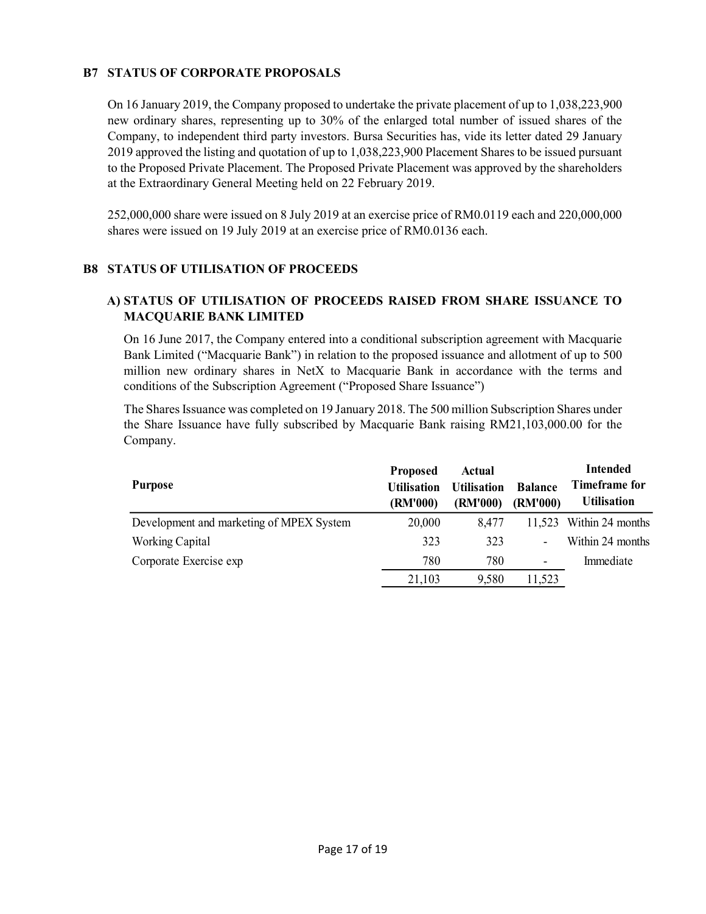## B7 STATUS OF CORPORATE PROPOSALS

On 16 January 2019, the Company proposed to undertake the private placement of up to 1,038,223,900 new ordinary shares, representing up to 30% of the enlarged total number of issued shares of the Company, to independent third party investors. Bursa Securities has, vide its letter dated 29 January 2019 approved the listing and quotation of up to 1,038,223,900 Placement Shares to be issued pursuant to the Proposed Private Placement. The Proposed Private Placement was approved by the shareholders at the Extraordinary General Meeting held on 22 February 2019.

252,000,000 share were issued on 8 July 2019 at an exercise price of RM0.0119 each and 220,000,000 shares were issued on 19 July 2019 at an exercise price of RM0.0136 each.

## B8 STATUS OF UTILISATION OF PROCEEDS

### A) STATUS OF UTILISATION OF PROCEEDS RAISED FROM SHARE ISSUANCE TO MACQUARIE BANK LIMITED

On 16 June 2017, the Company entered into a conditional subscription agreement with Macquarie Bank Limited ("Macquarie Bank") in relation to the proposed issuance and allotment of up to 500 million new ordinary shares in NetX to Macquarie Bank in accordance with the terms and conditions of the Subscription Agreement ("Proposed Share Issuance")

The Shares Issuance was completed on 19 January 2018. The 500 million Subscription Shares under the Share Issuance have fully subscribed by Macquarie Bank raising RM21,103,000.00 for the Company.

| Purpose | Proposed Utilisation (RM'000) | Actual Utilisation (RM'000) | Balance (RM'000) | Intended Timeframe for Utilisation |
|---|---|---|---|---|
| Development and marketing of MPEX System | 20,000 | 8,477 | 11,523 | Within 24 months |
| Working Capital | 323 | 323 | - | Within 24 months |
| Corporate Exercise exp | 780 | 780 | - | Immediate |
| | 21,103 | 9,580 | 11,523 | |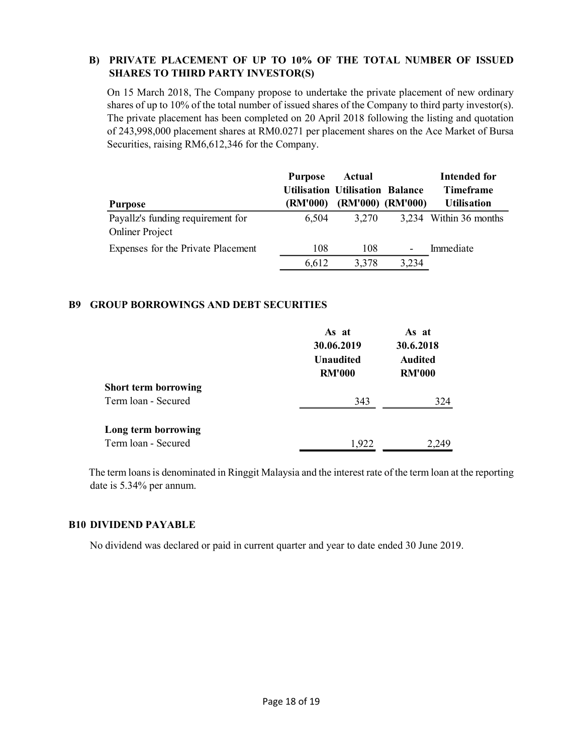### B) PRIVATE PLACEMENT OF UP TO 10% OF THE TOTAL NUMBER OF ISSUED SHARES TO THIRD PARTY INVESTOR(S)

On 15 March 2018, The Company propose to undertake the private placement of new ordinary shares of up to 10% of the total number of issued shares of the Company to third party investor(s). The private placement has been completed on 20 April 2018 following the listing and quotation of 243,998,000 placement shares at RM0.0271 per placement shares on the Ace Market of Bursa Securities, raising RM6,612,346 for the Company.

| Purpose | Purpose Utilisation (RM'000) | Actual Utilisation (RM'000) | Balance (RM'000) | Intended for Timeframe Utilisation |
|---|---|---|---|---|
| Payallz's funding requirement for Onliner Project | 6,504 | 3,270 | 3,234 | Within 36 months |
| Expenses for the Private Placement | 108 | 108 | - | Immediate |
| | 6,612 | 3,378 | 3,234 | |

## B9 GROUP BORROWINGS AND DEBT SECURITIES

| | As at 30.06.2019 Unaudited RM'000 | As at 30.6.2018 Audited RM'000 |
|---|---|---|
| **Short term borrowing** | | |
| Term loan - Secured | 343 | 324 |
| **Long term borrowing** | | |
| Term loan - Secured | 1,922 | 2,249 |

The term loans is denominated in Ringgit Malaysia and the interest rate of the term loan at the reporting date is 5.34% per annum.

## B10 DIVIDEND PAYABLE

No dividend was declared or paid in current quarter and year to date ended 30 June 2019.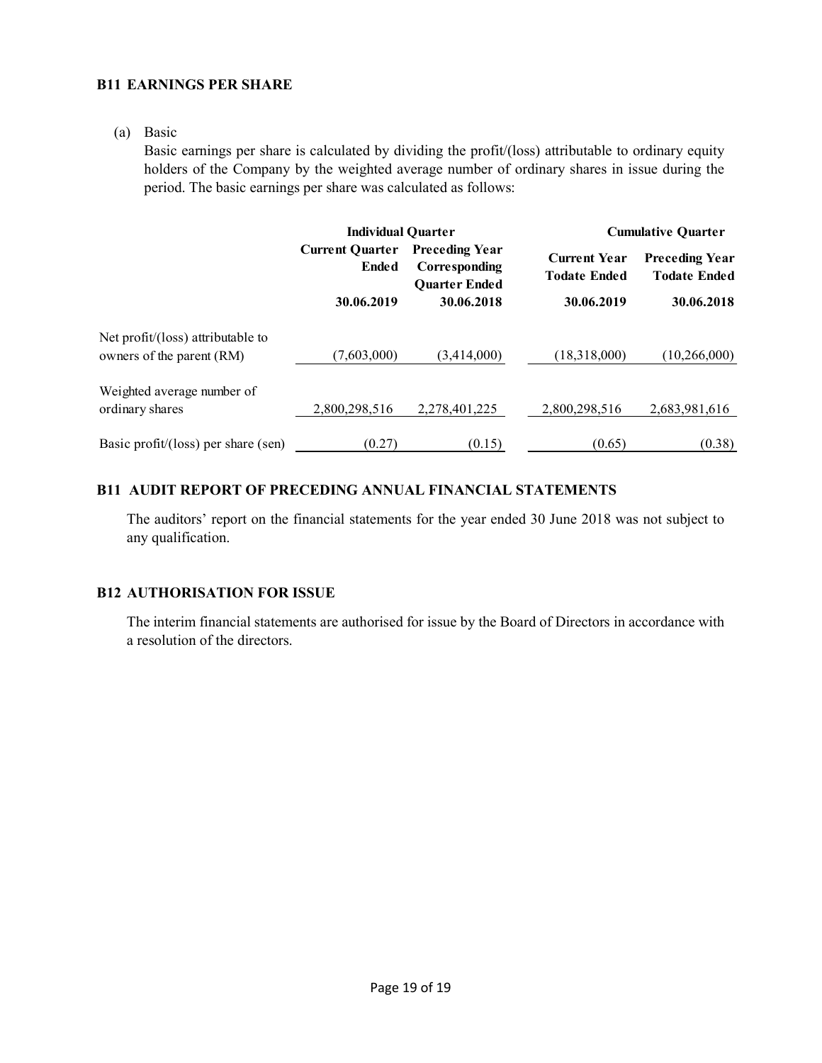## B11 EARNINGS PER SHARE

(a) Basic

Basic earnings per share is calculated by dividing the profit/(loss) attributable to ordinary equity holders of the Company by the weighted average number of ordinary shares in issue during the period. The basic earnings per share was calculated as follows:

| | Individual Quarter | | Cumulative Quarter | |
|---|---|---|---|---|
| | Current Quarter Ended | Preceding Year Corresponding Quarter Ended | Current Year Todate Ended | Preceding Year Todate Ended |
| | 30.06.2019 | 30.06.2018 | 30.06.2019 | 30.06.2018 |
| Net profit/(loss) attributable to owners of the parent (RM) | (7,603,000) | (3,414,000) | (18,318,000) | (10,266,000) |
| Weighted average number of ordinary shares | 2,800,298,516 | 2,278,401,225 | 2,800,298,516 | 2,683,981,616 |
| Basic profit/(loss) per share (sen) | (0.27) | (0.15) | (0.65) | (0.38) |

## B11 AUDIT REPORT OF PRECEDING ANNUAL FINANCIAL STATEMENTS

The auditors' report on the financial statements for the year ended 30 June 2018 was not subject to any qualification.

## B12 AUTHORISATION FOR ISSUE

The interim financial statements are authorised for issue by the Board of Directors in accordance with a resolution of the directors.